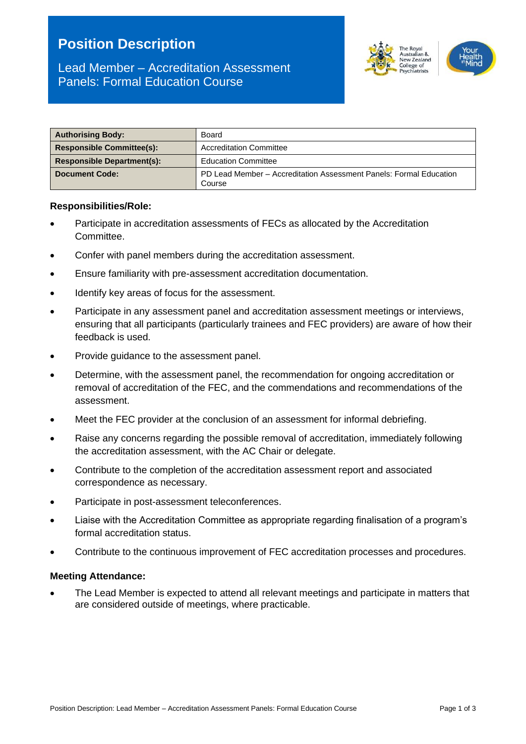# Position Description

## Lead Member – Accreditation Assessment Panels: Formal Education Course

| Authorising Body: | Board |
|---|---|
| **Responsible Committee(s):** | Accreditation Committee |
| **Responsible Department(s):** | Education Committee |
| **Document Code:** | PD Lead Member – Accreditation Assessment Panels: Formal Education Course |

**Responsibilities/Role:**

- Participate in accreditation assessments of FECs as allocated by the Accreditation Committee.
- Confer with panel members during the accreditation assessment.
- Ensure familiarity with pre-assessment accreditation documentation.
- Identify key areas of focus for the assessment.
- Participate in any assessment panel and accreditation assessment meetings or interviews, ensuring that all participants (particularly trainees and FEC providers) are aware of how their feedback is used.
- Provide guidance to the assessment panel.
- Determine, with the assessment panel, the recommendation for ongoing accreditation or removal of accreditation of the FEC, and the commendations and recommendations of the assessment.
- Meet the FEC provider at the conclusion of an assessment for informal debriefing.
- Raise any concerns regarding the possible removal of accreditation, immediately following the accreditation assessment, with the AC Chair or delegate.
- Contribute to the completion of the accreditation assessment report and associated correspondence as necessary.
- Participate in post-assessment teleconferences.
- Liaise with the Accreditation Committee as appropriate regarding finalisation of a program's formal accreditation status.
- Contribute to the continuous improvement of FEC accreditation processes and procedures.

**Meeting Attendance:**

- The Lead Member is expected to attend all relevant meetings and participate in matters that are considered outside of meetings, where practicable.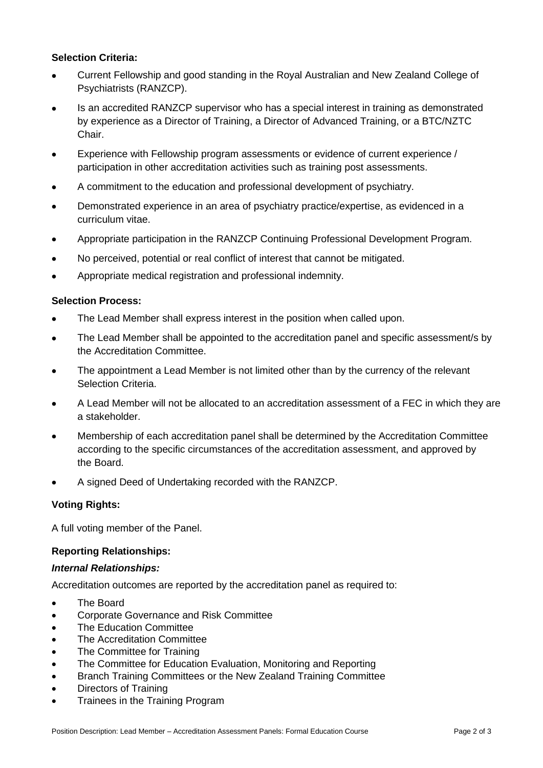**Selection Criteria:**

- Current Fellowship and good standing in the Royal Australian and New Zealand College of Psychiatrists (RANZCP).
- Is an accredited RANZCP supervisor who has a special interest in training as demonstrated by experience as a Director of Training, a Director of Advanced Training, or a BTC/NZTC Chair.
- Experience with Fellowship program assessments or evidence of current experience / participation in other accreditation activities such as training post assessments.
- A commitment to the education and professional development of psychiatry.
- Demonstrated experience in an area of psychiatry practice/expertise, as evidenced in a curriculum vitae.
- Appropriate participation in the RANZCP Continuing Professional Development Program.
- No perceived, potential or real conflict of interest that cannot be mitigated.
- Appropriate medical registration and professional indemnity.

**Selection Process:**

- The Lead Member shall express interest in the position when called upon.
- The Lead Member shall be appointed to the accreditation panel and specific assessment/s by the Accreditation Committee.
- The appointment a Lead Member is not limited other than by the currency of the relevant Selection Criteria.
- A Lead Member will not be allocated to an accreditation assessment of a FEC in which they are a stakeholder.
- Membership of each accreditation panel shall be determined by the Accreditation Committee according to the specific circumstances of the accreditation assessment, and approved by the Board.
- A signed Deed of Undertaking recorded with the RANZCP.

**Voting Rights:**

A full voting member of the Panel.

**Reporting Relationships:**

***Internal Relationships:***

Accreditation outcomes are reported by the accreditation panel as required to:

- The Board
- Corporate Governance and Risk Committee
- The Education Committee
- The Accreditation Committee
- The Committee for Training
- The Committee for Education Evaluation, Monitoring and Reporting
- Branch Training Committees or the New Zealand Training Committee
- Directors of Training
- Trainees in the Training Program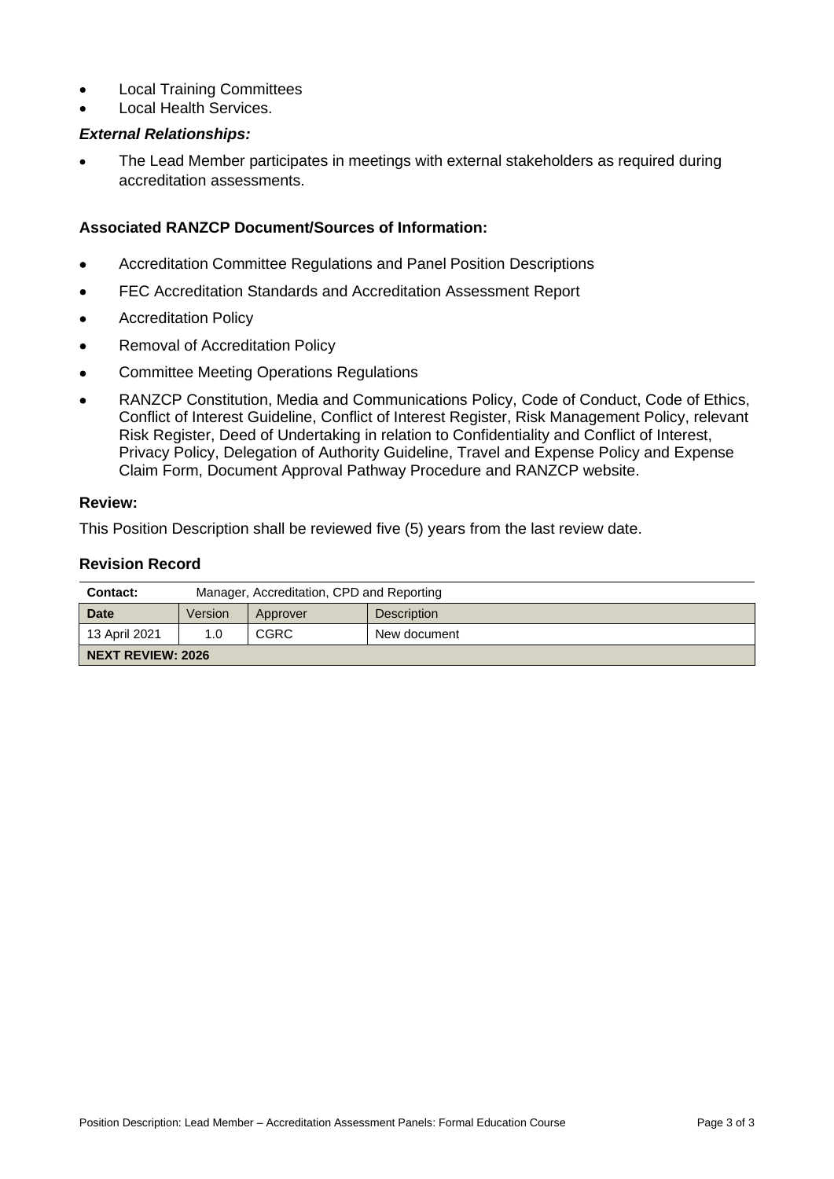- Local Training Committees
- Local Health Services.

### *External Relationships:*

- The Lead Member participates in meetings with external stakeholders as required during accreditation assessments.

### Associated RANZCP Document/Sources of Information:

- Accreditation Committee Regulations and Panel Position Descriptions
- FEC Accreditation Standards and Accreditation Assessment Report
- Accreditation Policy
- Removal of Accreditation Policy
- Committee Meeting Operations Regulations
- RANZCP Constitution, Media and Communications Policy, Code of Conduct, Code of Ethics, Conflict of Interest Guideline, Conflict of Interest Register, Risk Management Policy, relevant Risk Register, Deed of Undertaking in relation to Confidentiality and Conflict of Interest, Privacy Policy, Delegation of Authority Guideline, Travel and Expense Policy and Expense Claim Form, Document Approval Pathway Procedure and RANZCP website.

## Review:

This Position Description shall be reviewed five (5) years from the last review date.

## Revision Record

| **Contact:** | Manager, Accreditation, CPD and Reporting | | |
|---|---|---|---|
| **Date** | Version | Approver | Description |
| 13 April 2021 | 1.0 | CGRC | New document |
| **NEXT REVIEW: 2026** | | | |